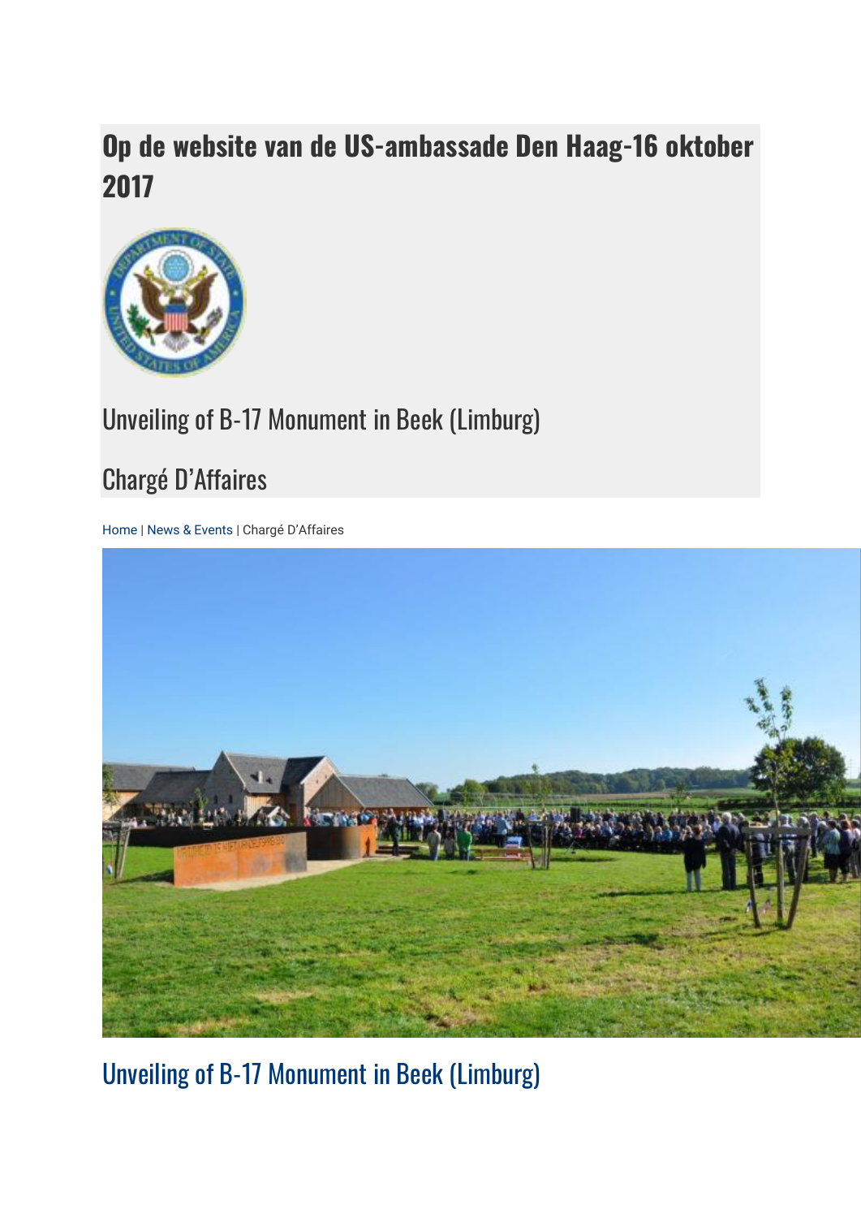# Op de website van de US-ambassade Den Haag-16 oktober 2017

## Unveiling of B-17 Monument in Beek (Limburg)

## Chargé D'Affaires

Home | News & Events | Chargé D'Affaires

## Unveiling of B-17 Monument in Beek (Limburg)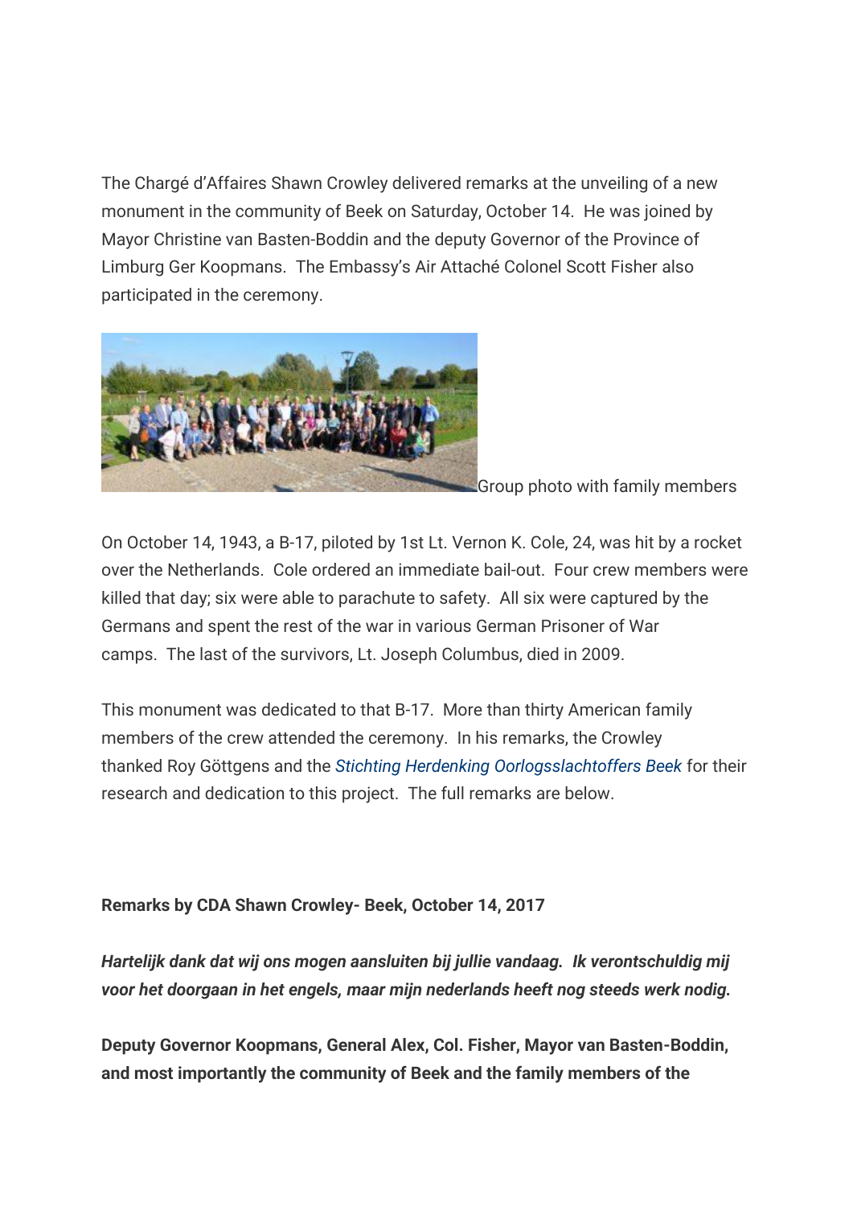The Chargé d'Affaires Shawn Crowley delivered remarks at the unveiling of a new monument in the community of Beek on Saturday, October 14. He was joined by Mayor Christine van Basten-Boddin and the deputy Governor of the Province of Limburg Ger Koopmans. The Embassy's Air Attaché Colonel Scott Fisher also participated in the ceremony.

Group photo with family members

On October 14, 1943, a B-17, piloted by 1st Lt. Vernon K. Cole, 24, was hit by a rocket over the Netherlands. Cole ordered an immediate bail-out. Four crew members were killed that day; six were able to parachute to safety. All six were captured by the Germans and spent the rest of the war in various German Prisoner of War camps. The last of the survivors, Lt. Joseph Columbus, died in 2009.

This monument was dedicated to that B-17. More than thirty American family members of the crew attended the ceremony. In his remarks, the Crowley thanked Roy Göttgens and the *Stichting Herdenking Oorlogsslachtoffers Beek* for their research and dedication to this project. The full remarks are below.

**Remarks by CDA Shawn Crowley- Beek, October 14, 2017**

***Hartelijk dank dat wij ons mogen aansluiten bij jullie vandaag. Ik verontschuldig mij voor het doorgaan in het engels, maar mijn nederlands heeft nog steeds werk nodig.***

**Deputy Governor Koopmans, General Alex, Col. Fisher, Mayor van Basten-Boddin, and most importantly the community of Beek and the family members of the**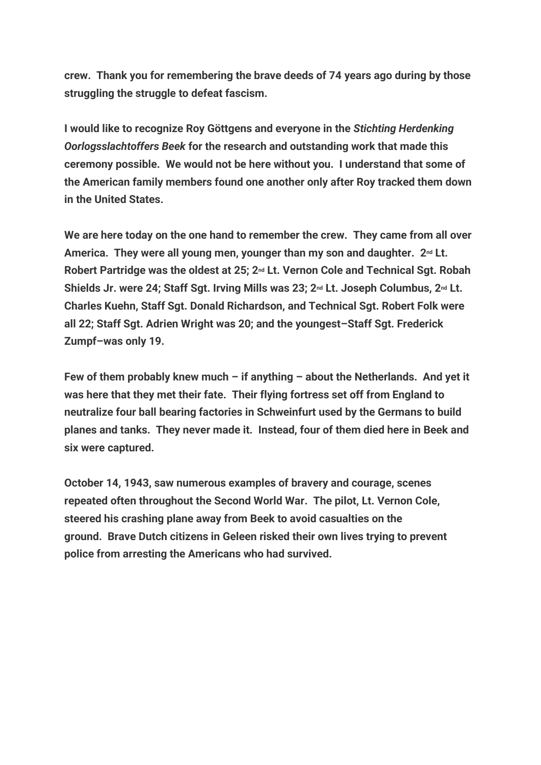**crew. Thank you for remembering the brave deeds of 74 years ago during by those struggling the struggle to defeat fascism.**

**I would like to recognize Roy Göttgens and everyone in the *Stichting Herdenking Oorlogsslachtoffers Beek* for the research and outstanding work that made this ceremony possible. We would not be here without you. I understand that some of the American family members found one another only after Roy tracked them down in the United States.**

**We are here today on the one hand to remember the crew. They came from all over America. They were all young men, younger than my son and daughter. 2nd Lt. Robert Partridge was the oldest at 25; 2nd Lt. Vernon Cole and Technical Sgt. Robah Shields Jr. were 24; Staff Sgt. Irving Mills was 23; 2nd Lt. Joseph Columbus, 2nd Lt. Charles Kuehn, Staff Sgt. Donald Richardson, and Technical Sgt. Robert Folk were all 22; Staff Sgt. Adrien Wright was 20; and the youngest–Staff Sgt. Frederick Zumpf–was only 19.**

**Few of them probably knew much – if anything – about the Netherlands. And yet it was here that they met their fate. Their flying fortress set off from England to neutralize four ball bearing factories in Schweinfurt used by the Germans to build planes and tanks. They never made it. Instead, four of them died here in Beek and six were captured.**

**October 14, 1943, saw numerous examples of bravery and courage, scenes repeated often throughout the Second World War. The pilot, Lt. Vernon Cole, steered his crashing plane away from Beek to avoid casualties on the ground. Brave Dutch citizens in Geleen risked their own lives trying to prevent police from arresting the Americans who had survived.**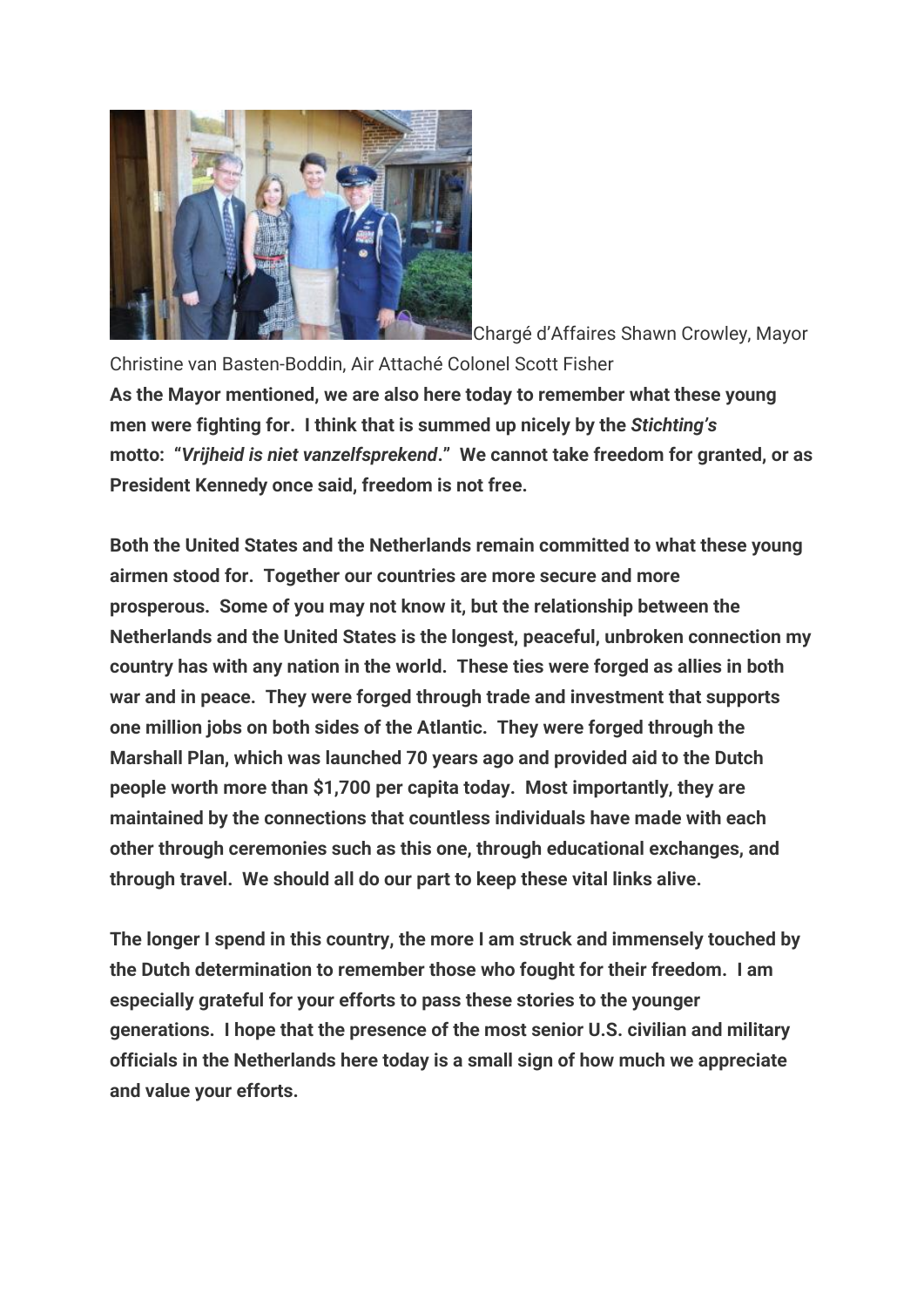Chargé d'Affaires Shawn Crowley, Mayor Christine van Basten-Boddin, Air Attaché Colonel Scott Fisher

**As the Mayor mentioned, we are also here today to remember what these young men were fighting for. I think that is summed up nicely by the *Stichting's* motto: "*Vrijheid is niet vanzelfsprekend*." We cannot take freedom for granted, or as President Kennedy once said, freedom is not free.**

**Both the United States and the Netherlands remain committed to what these young airmen stood for. Together our countries are more secure and more prosperous. Some of you may not know it, but the relationship between the Netherlands and the United States is the longest, peaceful, unbroken connection my country has with any nation in the world. These ties were forged as allies in both war and in peace. They were forged through trade and investment that supports one million jobs on both sides of the Atlantic. They were forged through the Marshall Plan, which was launched 70 years ago and provided aid to the Dutch people worth more than $1,700 per capita today. Most importantly, they are maintained by the connections that countless individuals have made with each other through ceremonies such as this one, through educational exchanges, and through travel. We should all do our part to keep these vital links alive.**

**The longer I spend in this country, the more I am struck and immensely touched by the Dutch determination to remember those who fought for their freedom. I am especially grateful for your efforts to pass these stories to the younger generations. I hope that the presence of the most senior U.S. civilian and military officials in the Netherlands here today is a small sign of how much we appreciate and value your efforts.**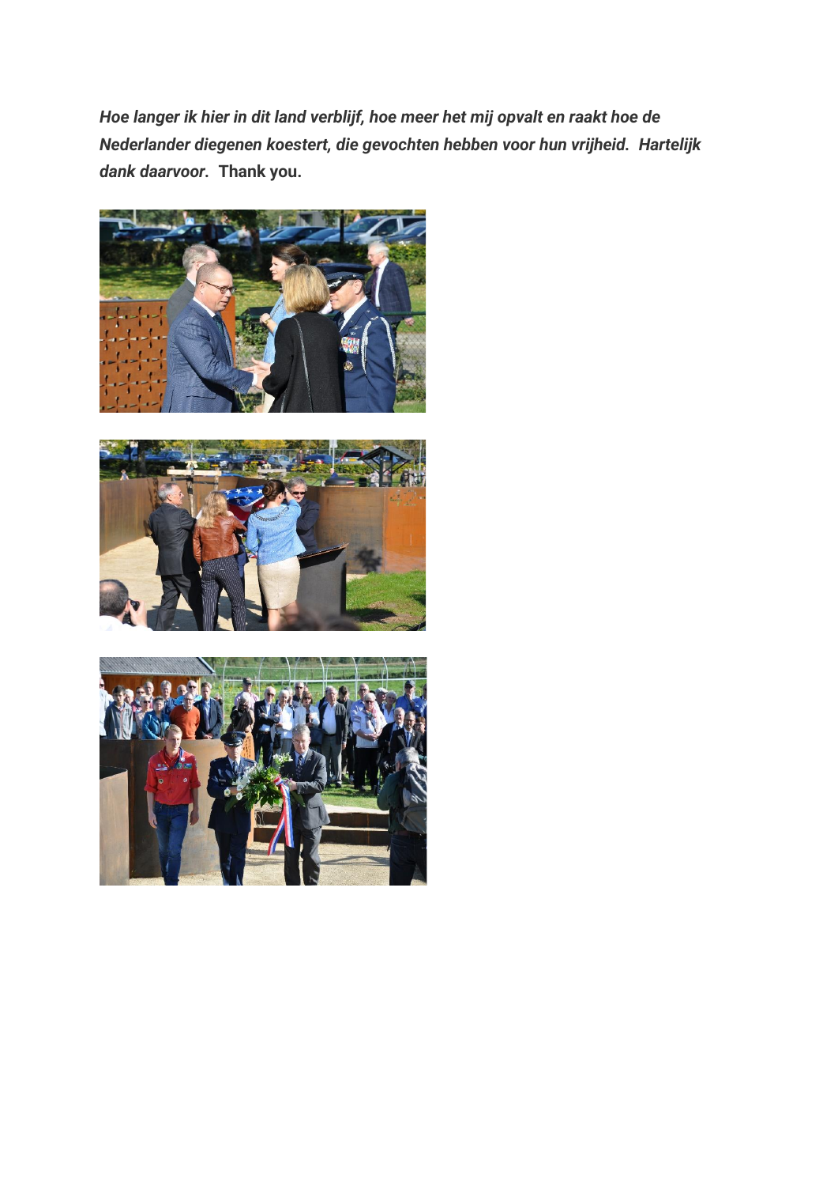***Hoe langer ik hier in dit land verblijf, hoe meer het mij opvalt en raakt hoe de Nederlander diegenen koestert, die gevochten hebben voor hun vrijheid. Hartelijk dank daarvoor*. Thank you.**